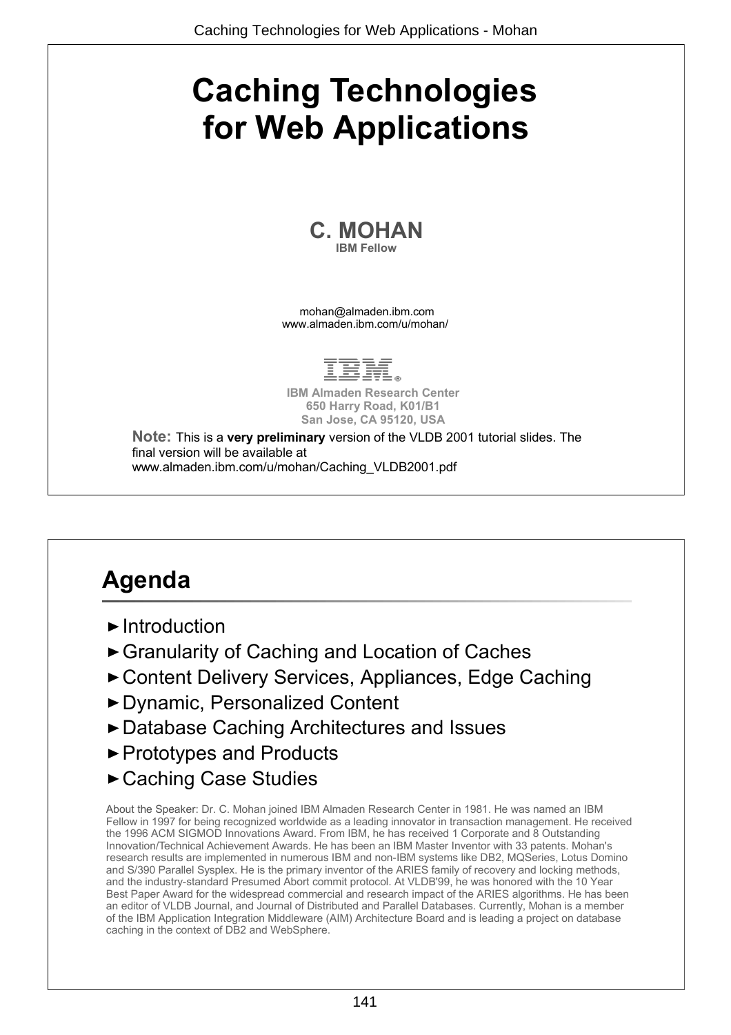# Caching Technologies for Web Applications

**C. MOHAN**
**IBM Fellow**

mohan@almaden.ibm.com
www.almaden.ibm.com/u/mohan/

**IBM Almaden Research Center**
**650 Harry Road, K01/B1**
**San Jose, CA 95120, USA**

**Note:** This is a **very preliminary** version of the VLDB 2001 tutorial slides. The final version will be available at www.almaden.ibm.com/u/mohan/Caching_VLDB2001.pdf

## Agenda

- Introduction
- Granularity of Caching and Location of Caches
- Content Delivery Services, Appliances, Edge Caching
- Dynamic, Personalized Content
- Database Caching Architectures and Issues
- Prototypes and Products
- Caching Case Studies

About the Speaker: Dr. C. Mohan joined IBM Almaden Research Center in 1981. He was named an IBM Fellow in 1997 for being recognized worldwide as a leading innovator in transaction management. He received the 1996 ACM SIGMOD Innovations Award. From IBM, he has received 1 Corporate and 8 Outstanding Innovation/Technical Achievement Awards. He has been an IBM Master Inventor with 33 patents. Mohan's research results are implemented in numerous IBM and non-IBM systems like DB2, MQSeries, Lotus Domino and S/390 Parallel Sysplex. He is the primary inventor of the ARIES family of recovery and locking methods, and the industry-standard Presumed Abort commit protocol. At VLDB'99, he was honored with the 10 Year Best Paper Award for the widespread commercial and research impact of the ARIES algorithms. He has been an editor of VLDB Journal, and Journal of Distributed and Parallel Databases. Currently, Mohan is a member of the IBM Application Integration Middleware (AIM) Architecture Board and is leading a project on database caching in the context of DB2 and WebSphere.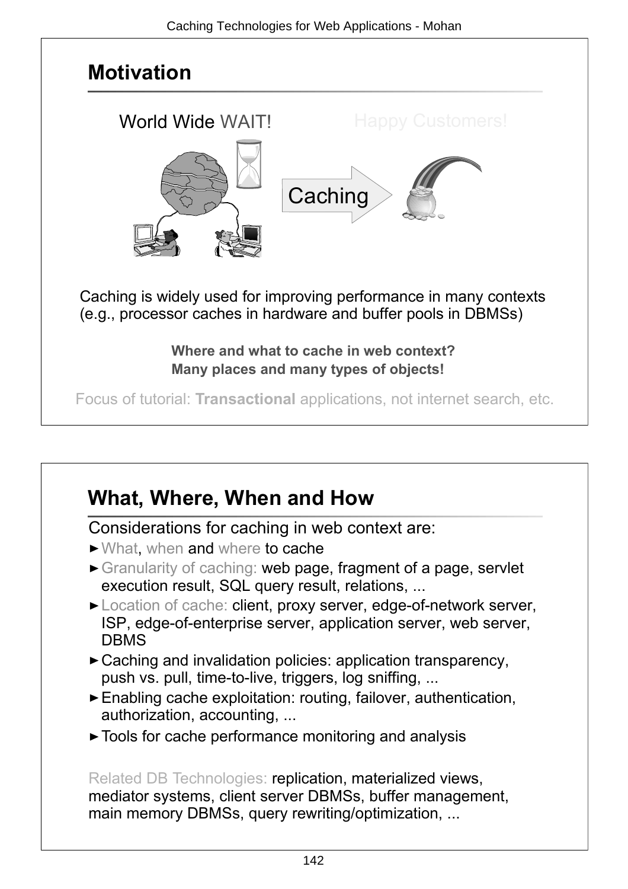## Motivation

World Wide WAIT! Happy Customers!

Caching

Caching is widely used for improving performance in many contexts (e.g., processor caches in hardware and buffer pools in DBMSs)

**Where and what to cache in web context?**
**Many places and many types of objects!**

Focus of tutorial: **Transactional** applications, not internet search, etc.

## What, Where, When and How

Considerations for caching in web context are:

- What, when and where to cache
- Granularity of caching: web page, fragment of a page, servlet execution result, SQL query result, relations, ...
- Location of cache: client, proxy server, edge-of-network server, ISP, edge-of-enterprise server, application server, web server, DBMS
- Caching and invalidation policies: application transparency, push vs. pull, time-to-live, triggers, log sniffing, ...
- Enabling cache exploitation: routing, failover, authentication, authorization, accounting, ...
- Tools for cache performance monitoring and analysis

Related DB Technologies: replication, materialized views, mediator systems, client server DBMSs, buffer management, main memory DBMSs, query rewriting/optimization, ...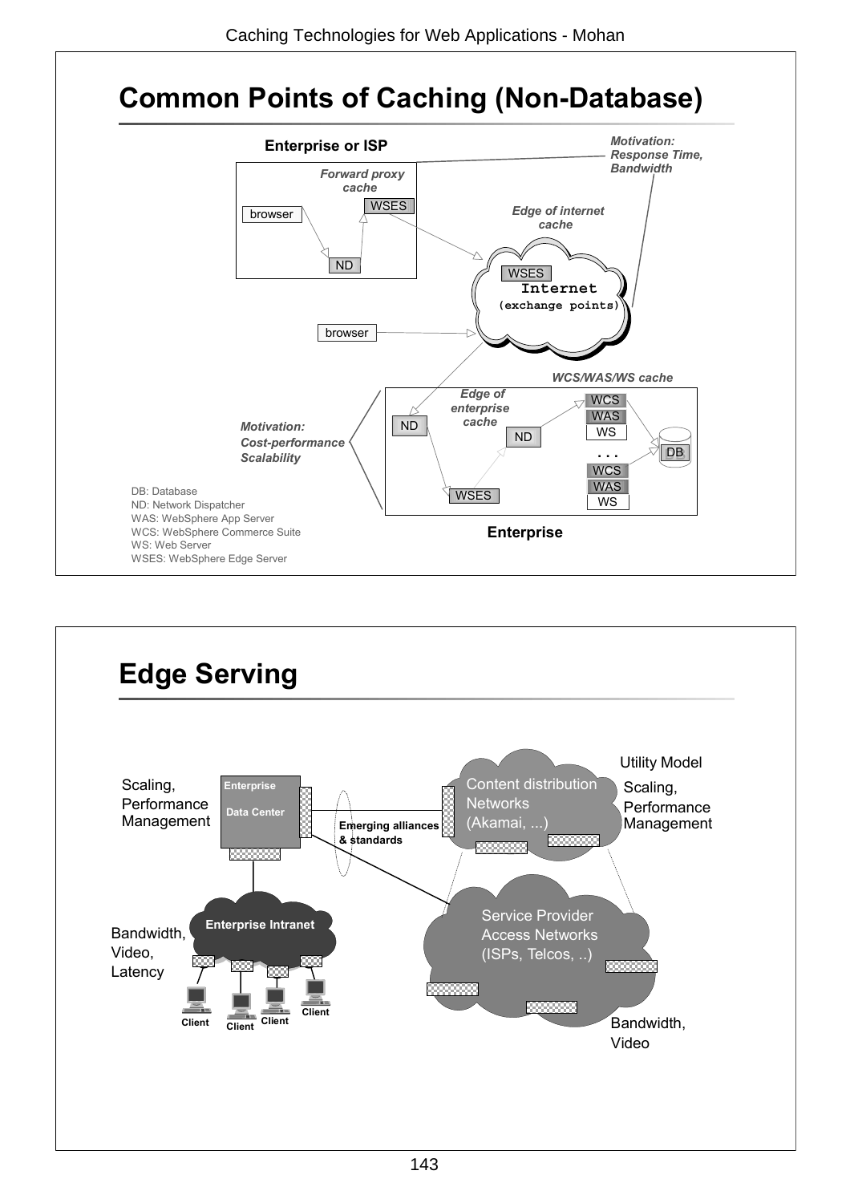# Common Points of Caching (Non-Database)

**Enterprise or ISP**

*Forward proxy cache*

browser → ND → WSES

*Motivation: Response Time, Bandwidth*

*Edge of internet cache*

WSES
Internet
(exchange points)

browser

*WCS/WAS/WS cache*

*Edge of enterprise cache*

ND, ND, WSES

WCS / WAS / WS
. . .
WCS / WAS / WS

DB

*Motivation: Cost-performance Scalability*

**Enterprise**

DB: Database
ND: Network Dispatcher
WAS: WebSphere App Server
WCS: WebSphere Commerce Suite
WS: Web Server
WSES: WebSphere Edge Server

# Edge Serving

Scaling, Performance Management

**Enterprise Data Center**

**Emerging alliances & standards**

Content distribution Networks (Akamai, ...)

Utility Model

Scaling, Performance Management

**Enterprise Intranet**

Bandwidth, Video, Latency

**Client** **Client** **Client** **Client**

Service Provider Access Networks (ISPs, Telcos, ..)

Bandwidth, Video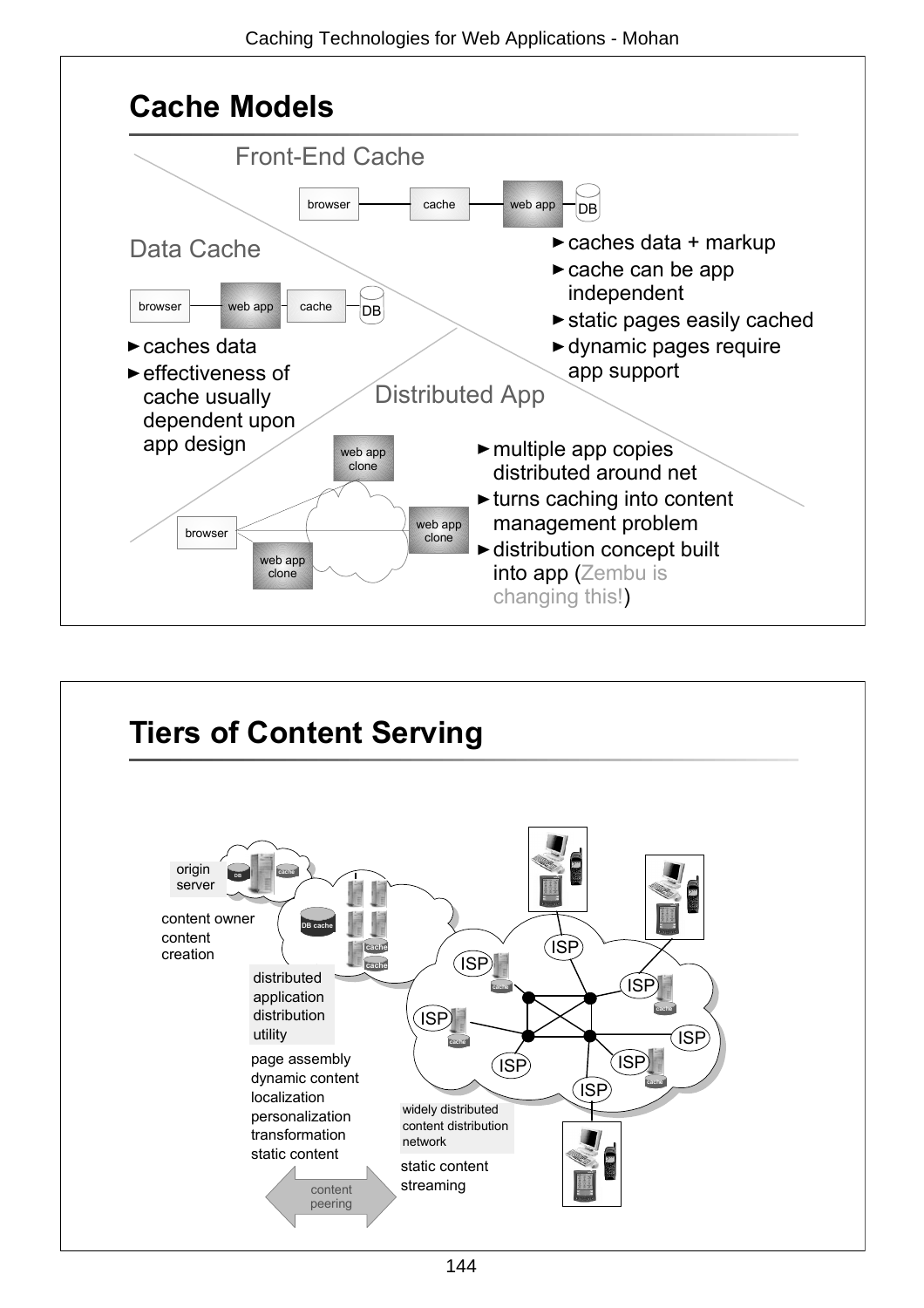## Cache Models

### Front-End Cache

browser — cache — web app — DB

- caches data + markup
- cache can be app independent
- static pages easily cached
- dynamic pages require app support

### Data Cache

browser — web app — cache — DB

- caches data
- effectiveness of cache usually dependent upon app design

### Distributed App

browser — web app clone / web app clone / web app clone

- multiple app copies distributed around net
- turns caching into content management problem
- distribution concept built into app (Zembu is changing this!)

## Tiers of Content Serving

origin server

content owner
content creation

distributed application distribution utility

page assembly
dynamic content
localization
personalization
transformation
static content

content peering

widely distributed content distribution network

static content
streaming

ISP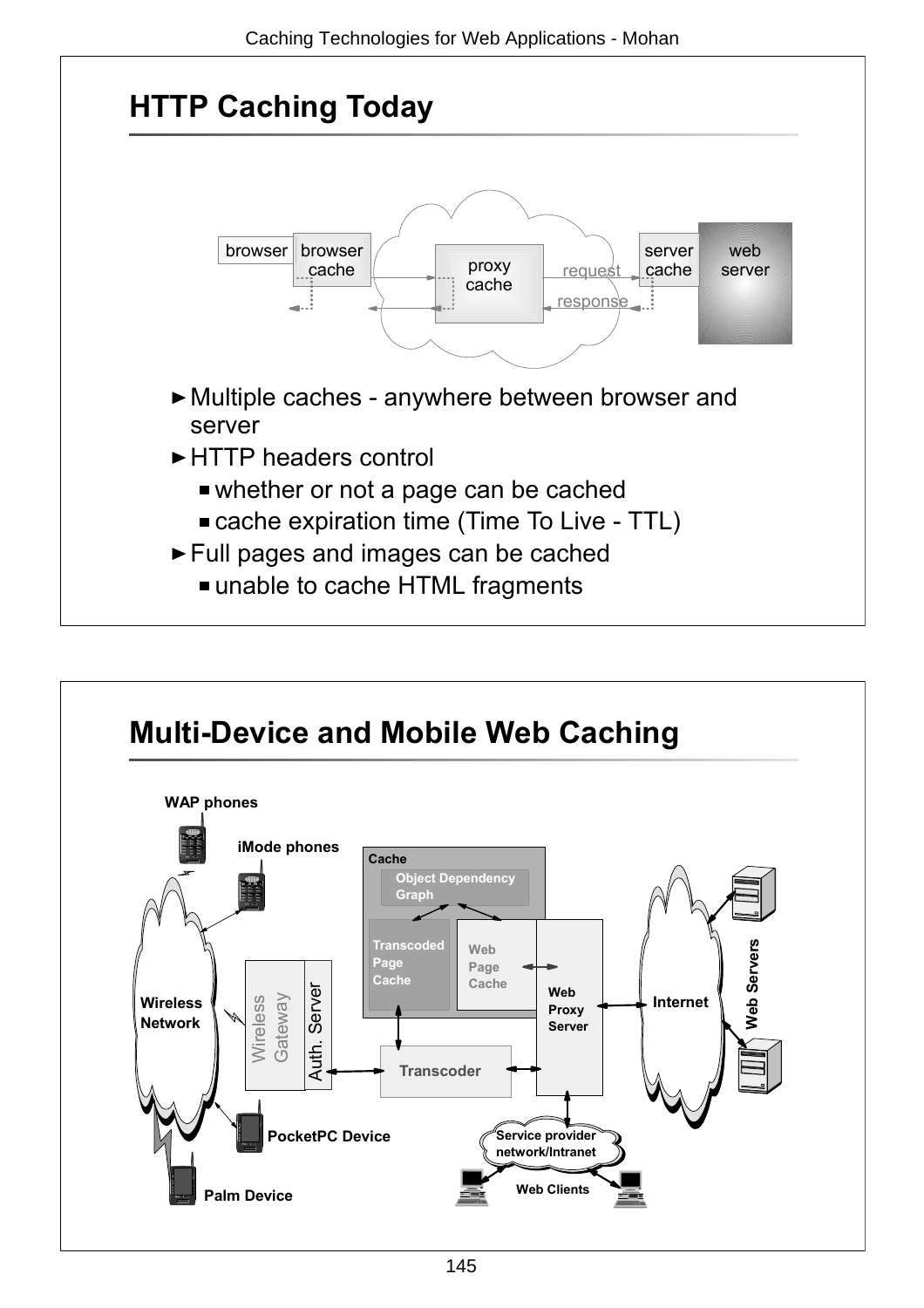## HTTP Caching Today

- Multiple caches - anywhere between browser and server
- HTTP headers control
  - whether or not a page can be cached
  - cache expiration time (Time To Live - TTL)
- Full pages and images can be cached
  - unable to cache HTML fragments

## Multi-Device and Mobile Web Caching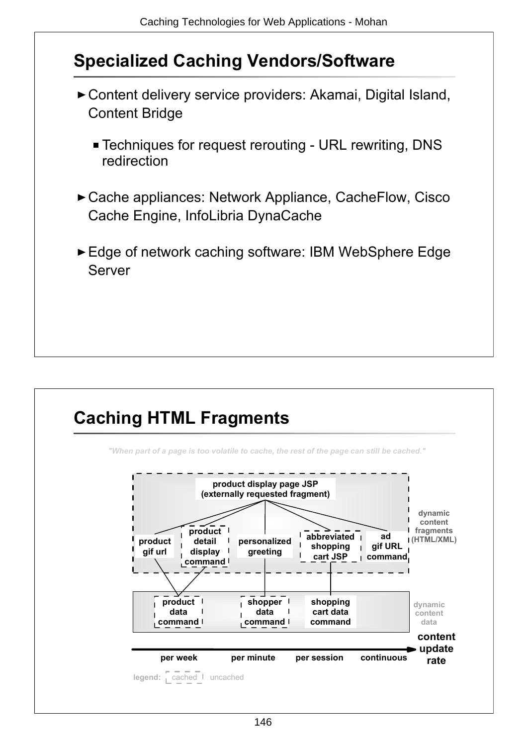## Specialized Caching Vendors/Software

- Content delivery service providers: Akamai, Digital Island, Content Bridge
  - Techniques for request rerouting - URL rewriting, DNS redirection
- Cache appliances: Network Appliance, CacheFlow, Cisco Cache Engine, InfoLibria DynaCache
- Edge of network caching software: IBM WebSphere Edge Server

## Caching HTML Fragments

*"When part of a page is too volatile to cache, the rest of the page can still be cached."*

product display page JSP (externally requested fragment)

product gif url | product detail display command | personalized greeting | abbreviated shopping cart JSP | ad gif URL command

dynamic content fragments (HTML/XML)

product data command | shopper data command | shopping cart data command

dynamic content data

per week — per minute — per session — continuous → content update rate

legend: cached | uncached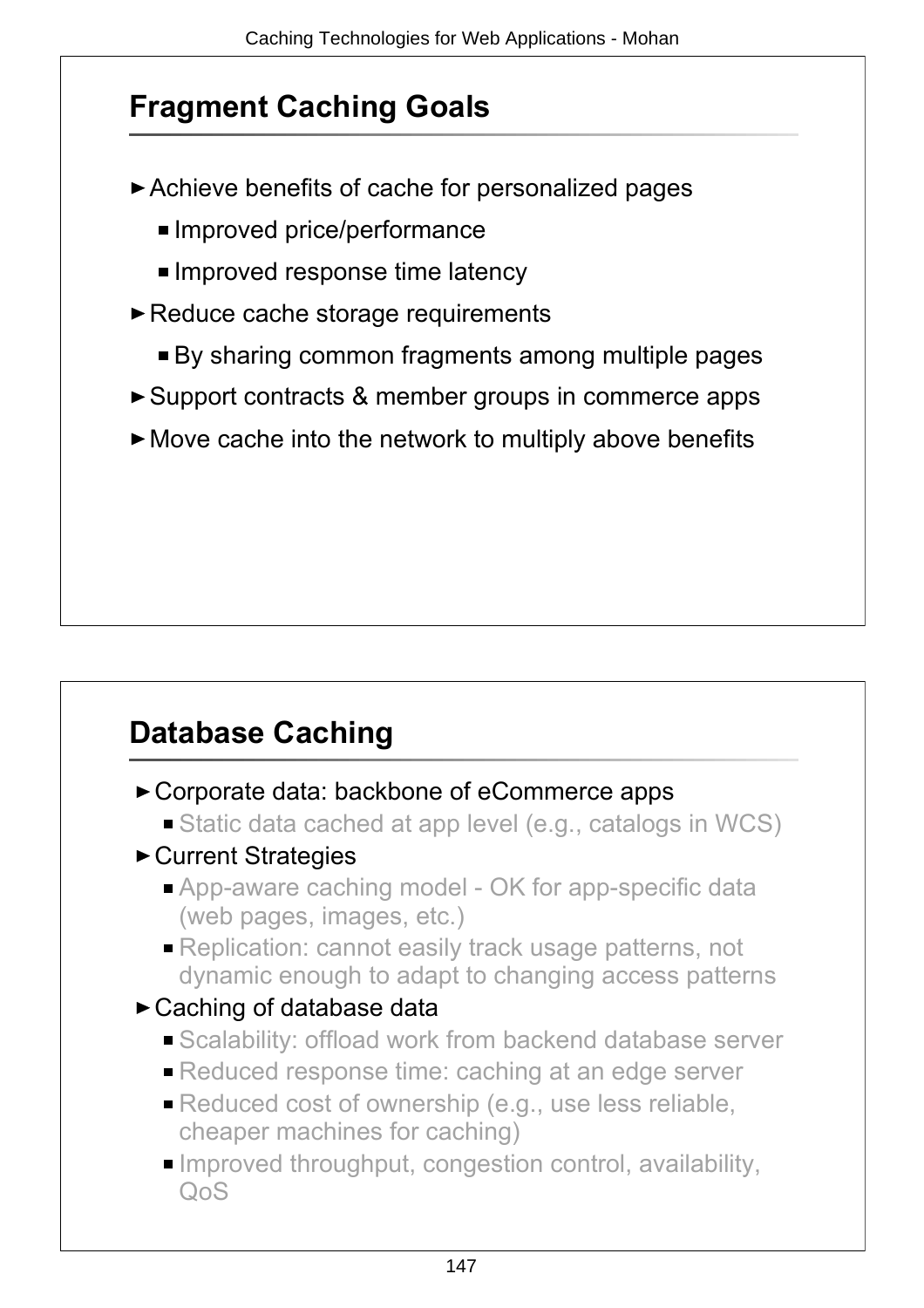## Fragment Caching Goals

- Achieve benefits of cache for personalized pages
  - Improved price/performance
  - Improved response time latency
- Reduce cache storage requirements
  - By sharing common fragments among multiple pages
- Support contracts & member groups in commerce apps
- Move cache into the network to multiply above benefits

## Database Caching

- Corporate data: backbone of eCommerce apps
  - Static data cached at app level (e.g., catalogs in WCS)
- Current Strategies
  - App-aware caching model - OK for app-specific data (web pages, images, etc.)
  - Replication: cannot easily track usage patterns, not dynamic enough to adapt to changing access patterns
- Caching of database data
  - Scalability: offload work from backend database server
  - Reduced response time: caching at an edge server
  - Reduced cost of ownership (e.g., use less reliable, cheaper machines for caching)
  - Improved throughput, congestion control, availability, QoS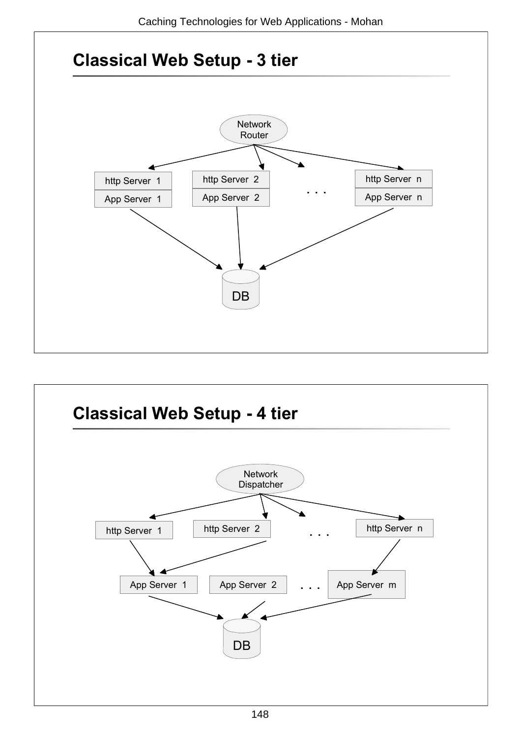## Classical Web Setup - 3 tier

Network Router

http Server 1 / App Server 1

http Server 2 / App Server 2

. . .

http Server n / App Server n

DB

## Classical Web Setup - 4 tier

Network Dispatcher

http Server 1

http Server 2

. . .

http Server n

App Server 1

App Server 2

. . .

App Server m

DB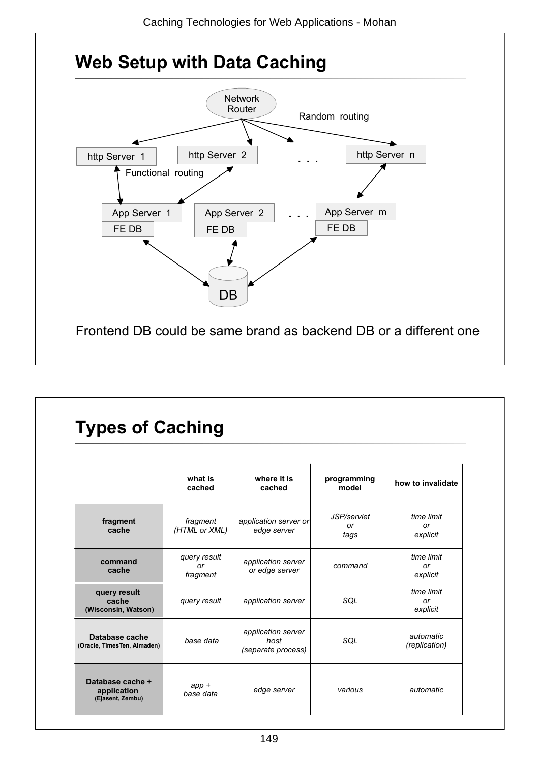## Web Setup with Data Caching

Network Router

Random routing

http Server 1 | http Server 2 | . . . | http Server n

Functional routing

App Server 1 / FE DB | App Server 2 / FE DB | . . . | App Server m / FE DB

DB

Frontend DB could be same brand as backend DB or a different one

## Types of Caching

| | what is cached | where it is cached | programming model | how to invalidate |
|---|---|---|---|---|
| **fragment cache** | *fragment (HTML or XML)* | *application server or edge server* | *JSP/servlet or tags* | *time limit or explicit* |
| **command cache** | *query result or fragment* | *application server or edge server* | *command* | *time limit or explicit* |
| **query result cache (Wisconsin, Watson)** | *query result* | *application server* | *SQL* | *time limit or explicit* |
| **Database cache (Oracle, TimesTen, Almaden)** | *base data* | *application server host (separate process)* | *SQL* | *automatic (replication)* |
| **Database cache + application (Ejasent, Zembu)** | *app + base data* | *edge server* | *various* | *automatic* |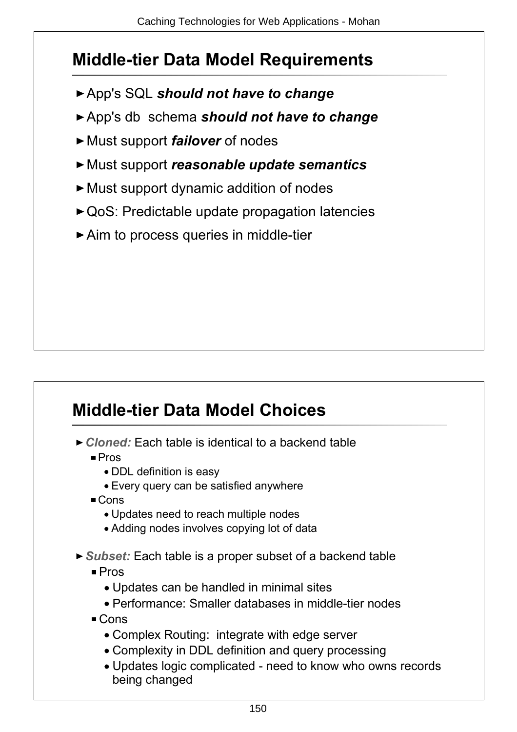## Middle-tier Data Model Requirements

- App's SQL ***should not have to change***
- App's db schema ***should not have to change***
- Must support ***failover*** of nodes
- Must support ***reasonable update semantics***
- Must support dynamic addition of nodes
- QoS: Predictable update propagation latencies
- Aim to process queries in middle-tier

## Middle-tier Data Model Choices

- ***Cloned:*** Each table is identical to a backend table
  - Pros
    - DDL definition is easy
    - Every query can be satisfied anywhere
  - Cons
    - Updates need to reach multiple nodes
    - Adding nodes involves copying lot of data
- ***Subset:*** Each table is a proper subset of a backend table
  - Pros
    - Updates can be handled in minimal sites
    - Performance: Smaller databases in middle-tier nodes
  - Cons
    - Complex Routing: integrate with edge server
    - Complexity in DDL definition and query processing
    - Updates logic complicated - need to know who owns records being changed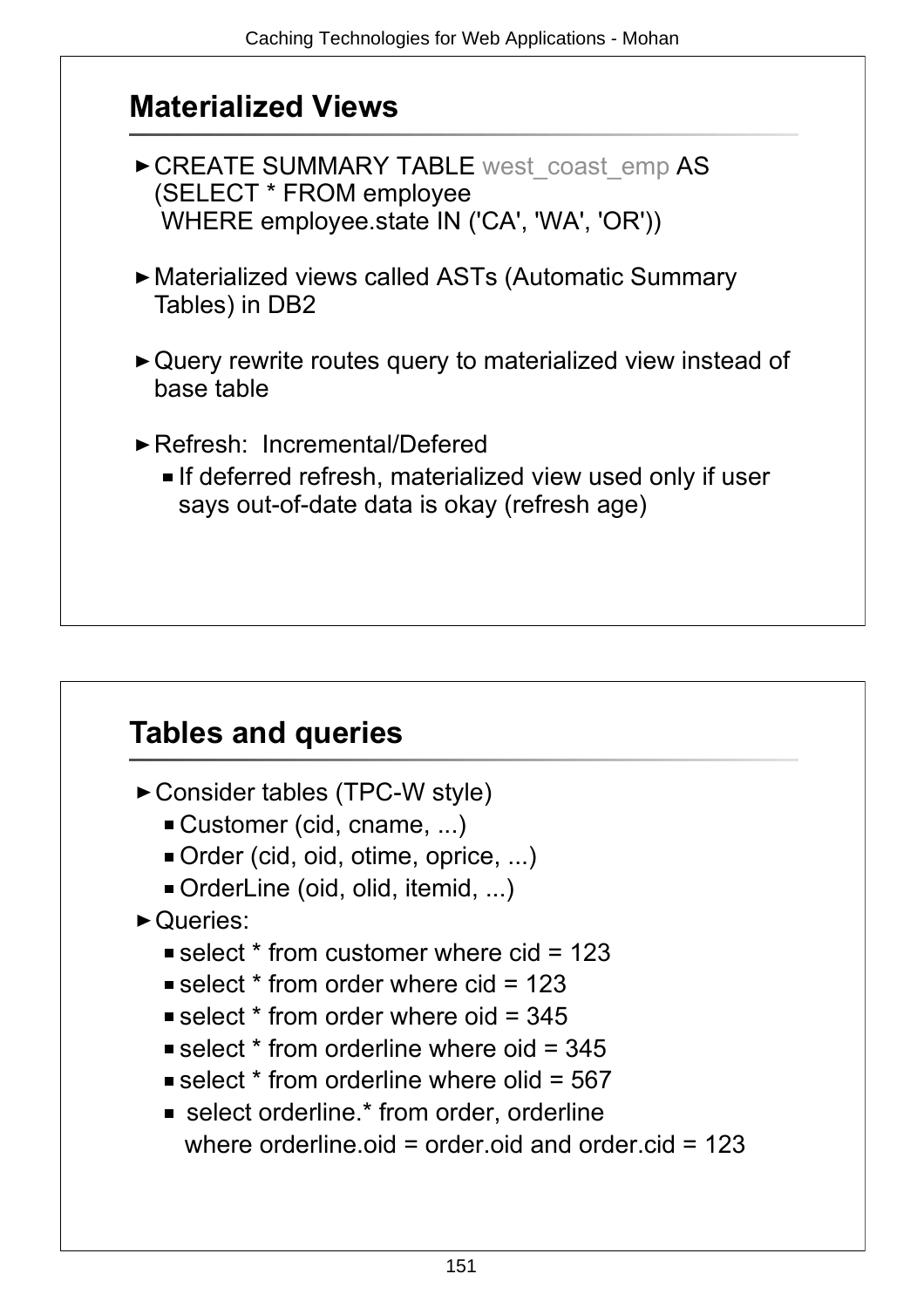## Materialized Views

- CREATE SUMMARY TABLE west_coast_emp AS
  (SELECT * FROM employee
  WHERE employee.state IN ('CA', 'WA', 'OR'))
- Materialized views called ASTs (Automatic Summary Tables) in DB2
- Query rewrite routes query to materialized view instead of base table
- Refresh: Incremental/Defered
  - If deferred refresh, materialized view used only if user says out-of-date data is okay (refresh age)

## Tables and queries

- Consider tables (TPC-W style)
  - Customer (cid, cname, ...)
  - Order (cid, oid, otime, oprice, ...)
  - OrderLine (oid, olid, itemid, ...)
- Queries:
  - select * from customer where cid = 123
  - select * from order where cid = 123
  - select * from order where oid = 345
  - select * from orderline where oid = 345
  - select * from orderline where olid = 567
  - select orderline.* from order, orderline
    where orderline.oid = order.oid and order.cid = 123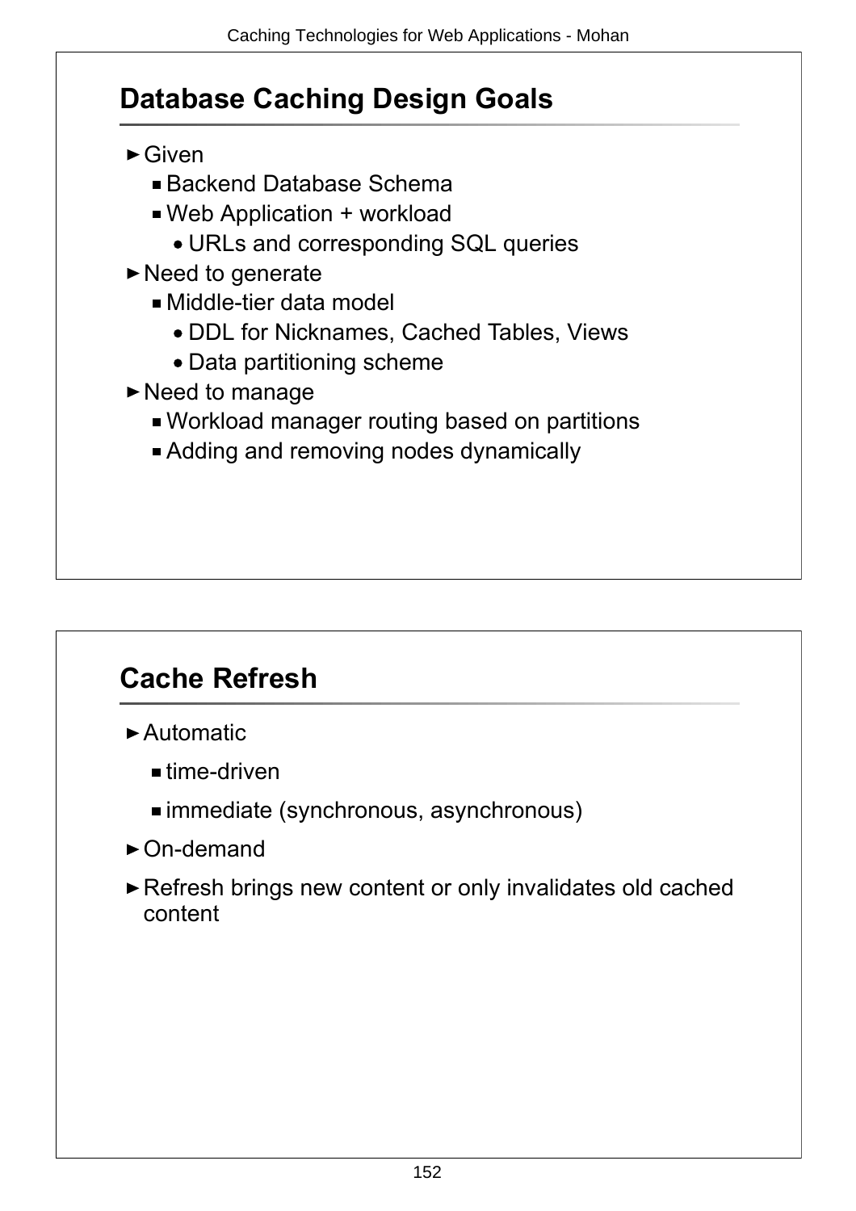## Database Caching Design Goals

- Given
  - Backend Database Schema
  - Web Application + workload
    - URLs and corresponding SQL queries
- Need to generate
  - Middle-tier data model
    - DDL for Nicknames, Cached Tables, Views
    - Data partitioning scheme
- Need to manage
  - Workload manager routing based on partitions
  - Adding and removing nodes dynamically

## Cache Refresh

- Automatic
  - time-driven
  - immediate (synchronous, asynchronous)
- On-demand
- Refresh brings new content or only invalidates old cached content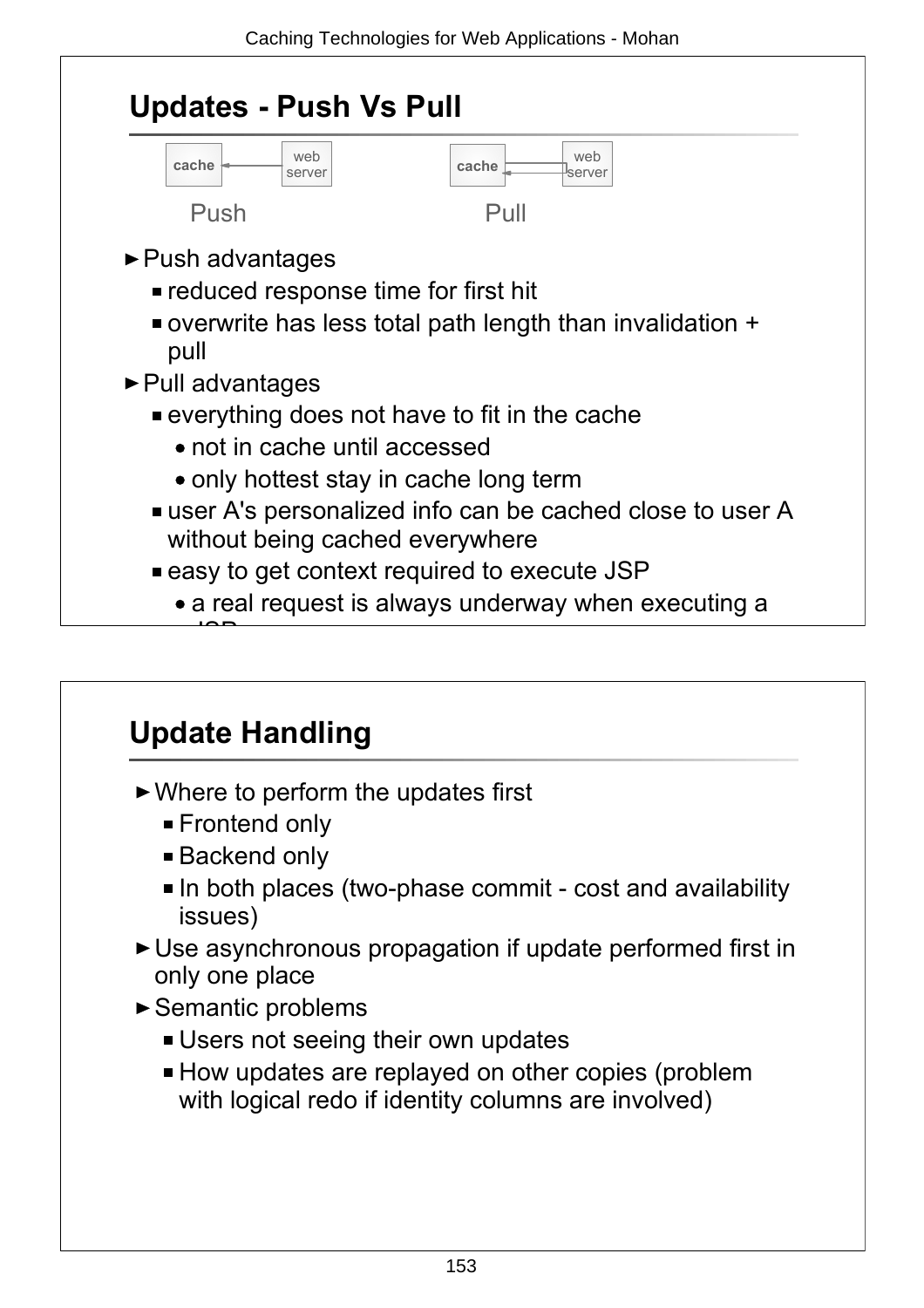## Updates - Push Vs Pull

cache ← web server — Push

cache ⇄ web server — Pull

- Push advantages
  - reduced response time for first hit
  - overwrite has less total path length than invalidation + pull
- Pull advantages
  - everything does not have to fit in the cache
    - not in cache until accessed
    - only hottest stay in cache long term
  - user A's personalized info can be cached close to user A without being cached everywhere
  - easy to get context required to execute JSP
    - a real request is always underway when executing a JSP

## Update Handling

- Where to perform the updates first
  - Frontend only
  - Backend only
  - In both places (two-phase commit - cost and availability issues)
- Use asynchronous propagation if update performed first in only one place
- Semantic problems
  - Users not seeing their own updates
  - How updates are replayed on other copies (problem with logical redo if identity columns are involved)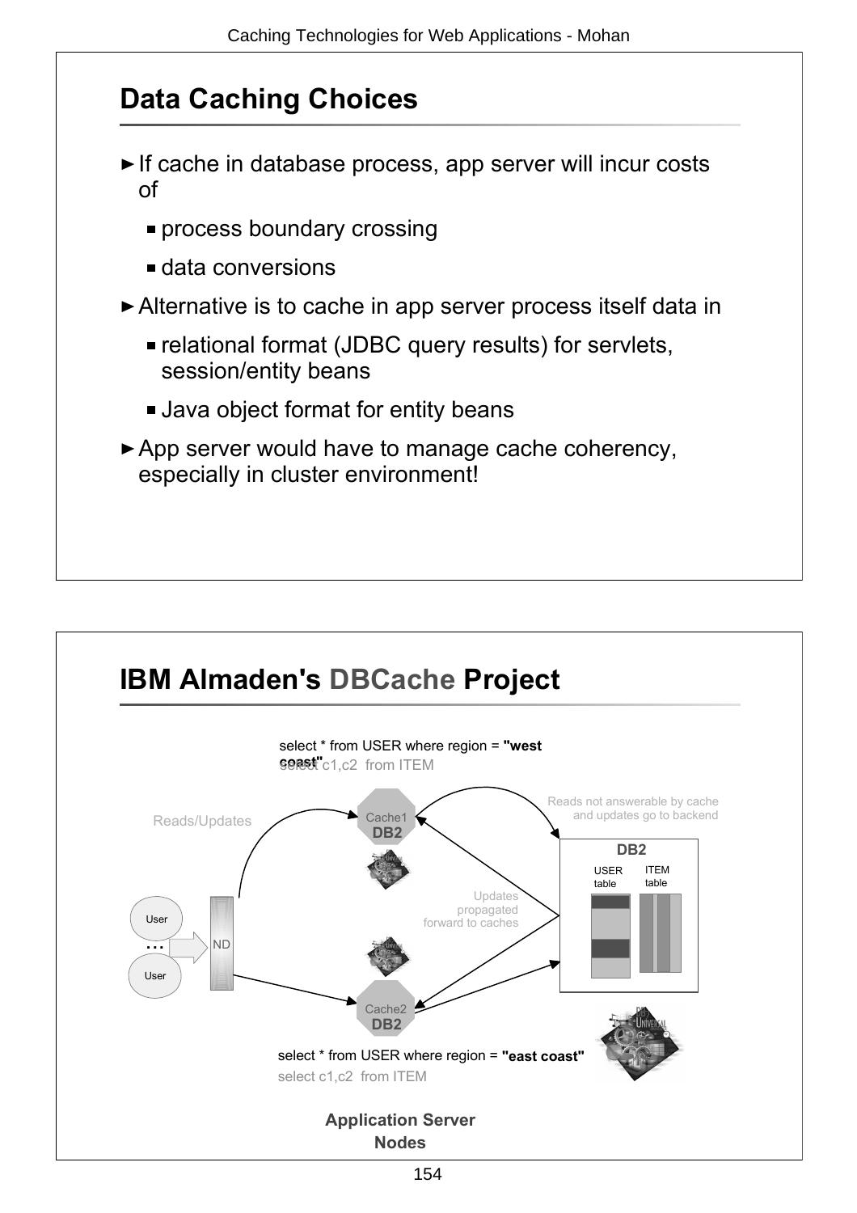## Data Caching Choices

- If cache in database process, app server will incur costs of
  - process boundary crossing
  - data conversions
- Alternative is to cache in app server process itself data in
  - relational format (JDBC query results) for servlets, session/entity beans
  - Java object format for entity beans
- App server would have to manage cache coherency, especially in cluster environment!

## IBM Almaden's DBCache Project

select * from USER where region = **"west coast"**

select c1,c2 from ITEM

Reads/Updates

Cache1 **DB2**

Reads not answerable by cache and updates go to backend

**DB2**

USER table

ITEM table

Updates propagated forward to caches

User

...

ND

User

Cache2 **DB2**

select * from USER where region = **"east coast"**

select c1,c2 from ITEM

**Application Server Nodes**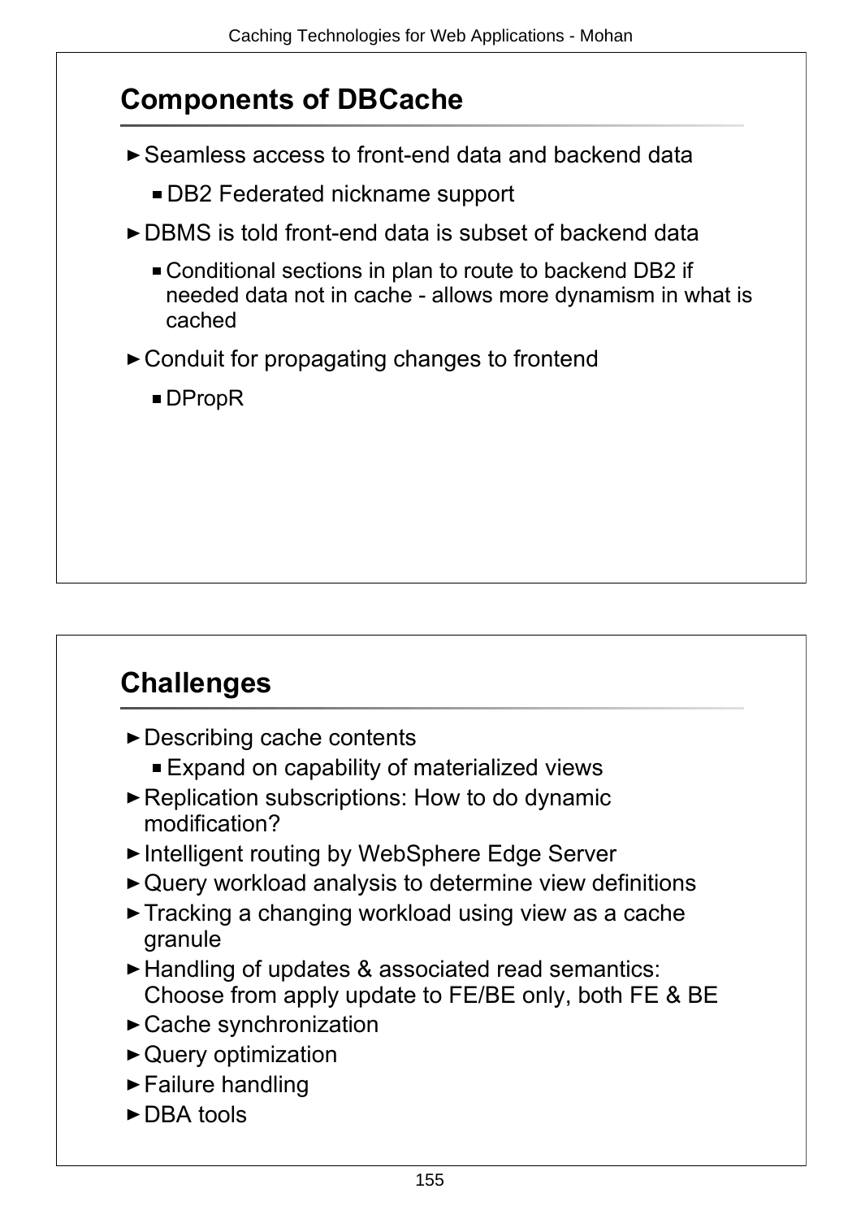## Components of DBCache

- Seamless access to front-end data and backend data
  - DB2 Federated nickname support
- DBMS is told front-end data is subset of backend data
  - Conditional sections in plan to route to backend DB2 if needed data not in cache - allows more dynamism in what is cached
- Conduit for propagating changes to frontend
  - DPropR

## Challenges

- Describing cache contents
  - Expand on capability of materialized views
- Replication subscriptions: How to do dynamic modification?
- Intelligent routing by WebSphere Edge Server
- Query workload analysis to determine view definitions
- Tracking a changing workload using view as a cache granule
- Handling of updates & associated read semantics: Choose from apply update to FE/BE only, both FE & BE
- Cache synchronization
- Query optimization
- Failure handling
- DBA tools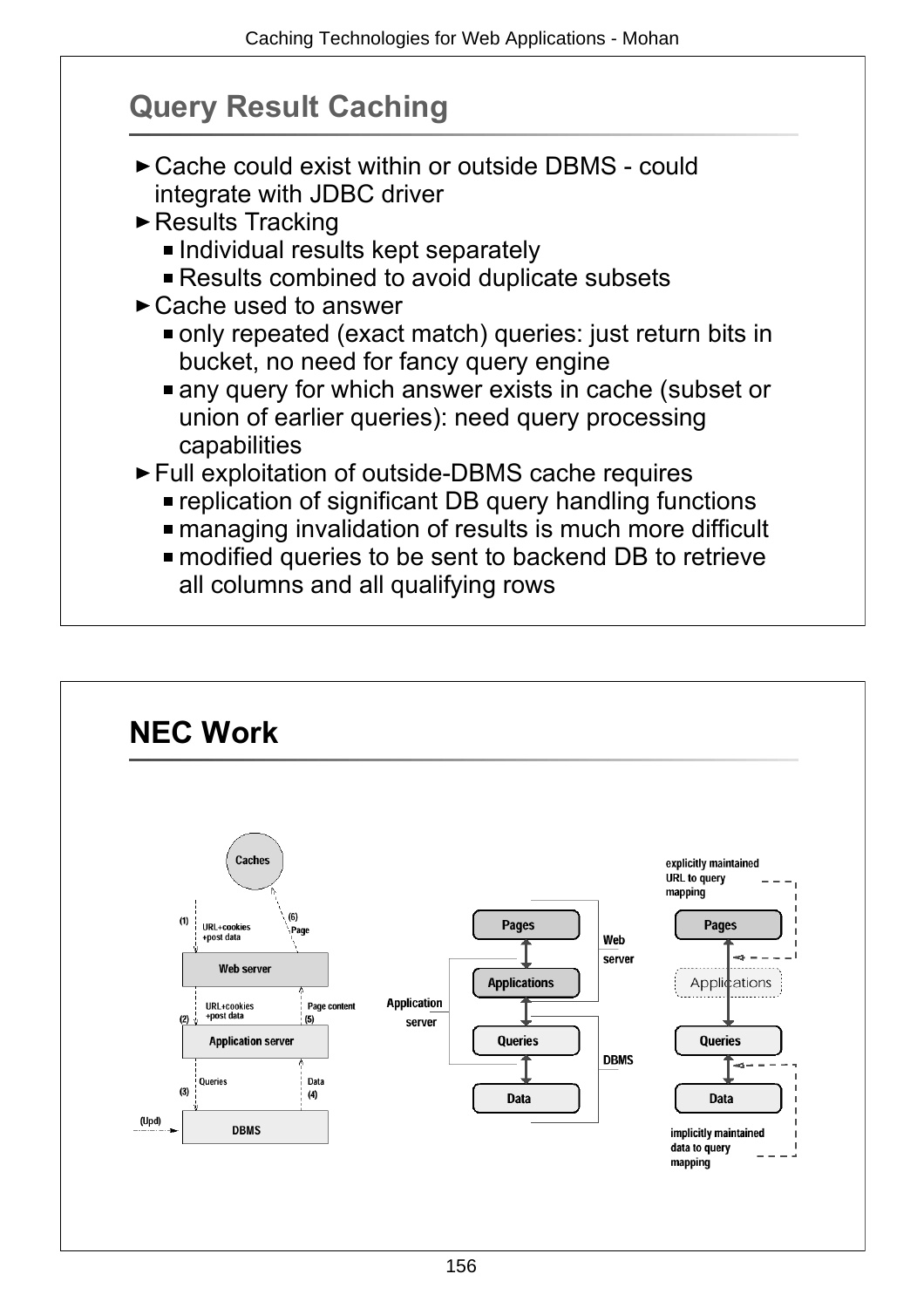## Query Result Caching

- Cache could exist within or outside DBMS - could integrate with JDBC driver
- Results Tracking
  - Individual results kept separately
  - Results combined to avoid duplicate subsets
- Cache used to answer
  - only repeated (exact match) queries: just return bits in bucket, no need for fancy query engine
  - any query for which answer exists in cache (subset or union of earlier queries): need query processing capabilities
- Full exploitation of outside-DBMS cache requires
  - replication of significant DB query handling functions
  - managing invalidation of results is much more difficult
  - modified queries to be sent to backend DB to retrieve all columns and all qualifying rows

## NEC Work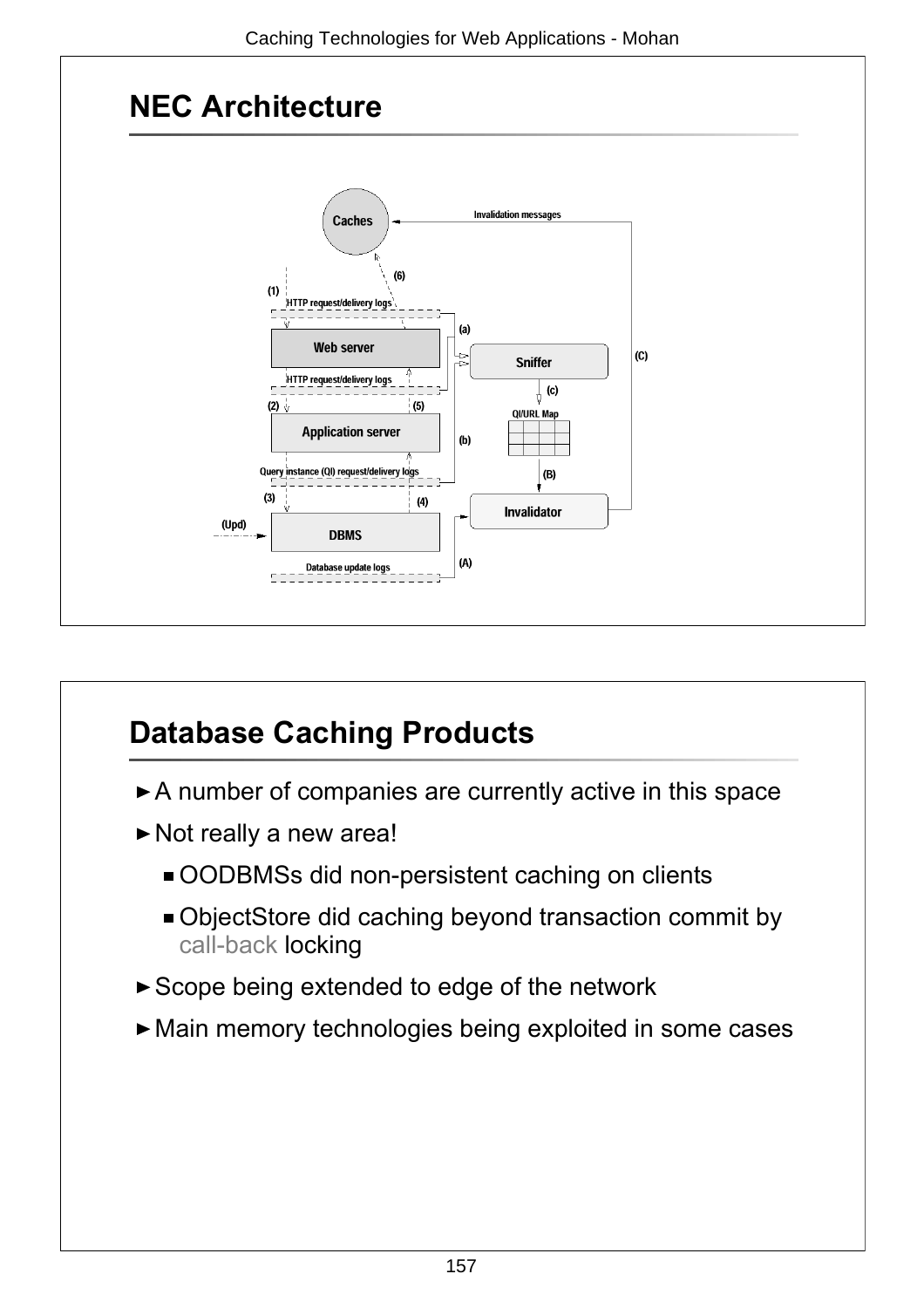## NEC Architecture

Caches

Invalidation messages

(6)

(1)

HTTP request/delivery logs

Web server

(a)

Sniffer

(C)

HTTP request/delivery logs

(c)

(2)

(5)

QI/URL Map

Application server

(b)

Query instance (QI) request/delivery logs

(B)

(3)

(4)

Invalidator

(Upd)

DBMS

Database update logs

(A)

## Database Caching Products

- A number of companies are currently active in this space
- Not really a new area!
  - OODBMSs did non-persistent caching on clients
  - ObjectStore did caching beyond transaction commit by call-back locking
- Scope being extended to edge of the network
- Main memory technologies being exploited in some cases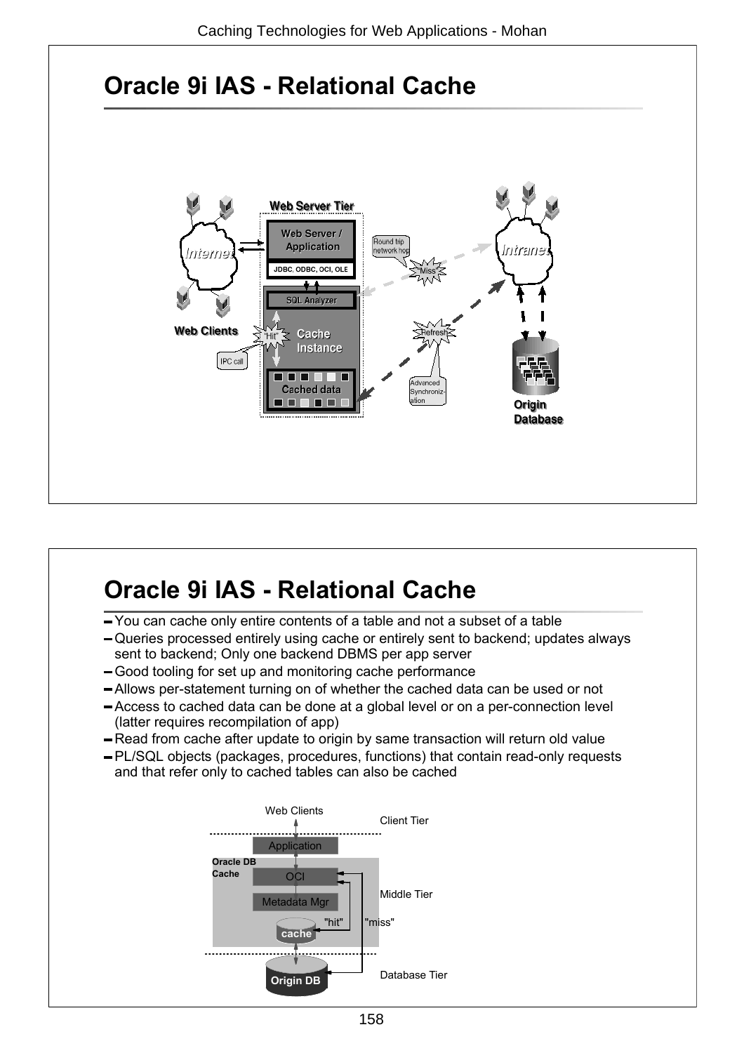# Oracle 9i IAS - Relational Cache

Web Server Tier

Web Server / Application

JDBC, ODBC, OCI, OLE

SQL Analyzer

Cache Instance

Cached data

Internet

Web Clients

"Hit"

IPC call

Round trip network hop

"Miss"

Refresh

Advanced Synchronization

Intranet

Origin Database

# Oracle 9i IAS - Relational Cache

- You can cache only entire contents of a table and not a subset of a table
- Queries processed entirely using cache or entirely sent to backend; updates always sent to backend; Only one backend DBMS per app server
- Good tooling for set up and monitoring cache performance
- Allows per-statement turning on of whether the cached data can be used or not
- Access to cached data can be done at a global level or on a per-connection level (latter requires recompilation of app)
- Read from cache after update to origin by same transaction will return old value
- PL/SQL objects (packages, procedures, functions) that contain read-only requests and that refer only to cached tables can also be cached

Web Clients

Client Tier

Application

Oracle DB Cache

OCI

Metadata Mgr

Middle Tier

"hit"

"miss"

cache

Origin DB

Database Tier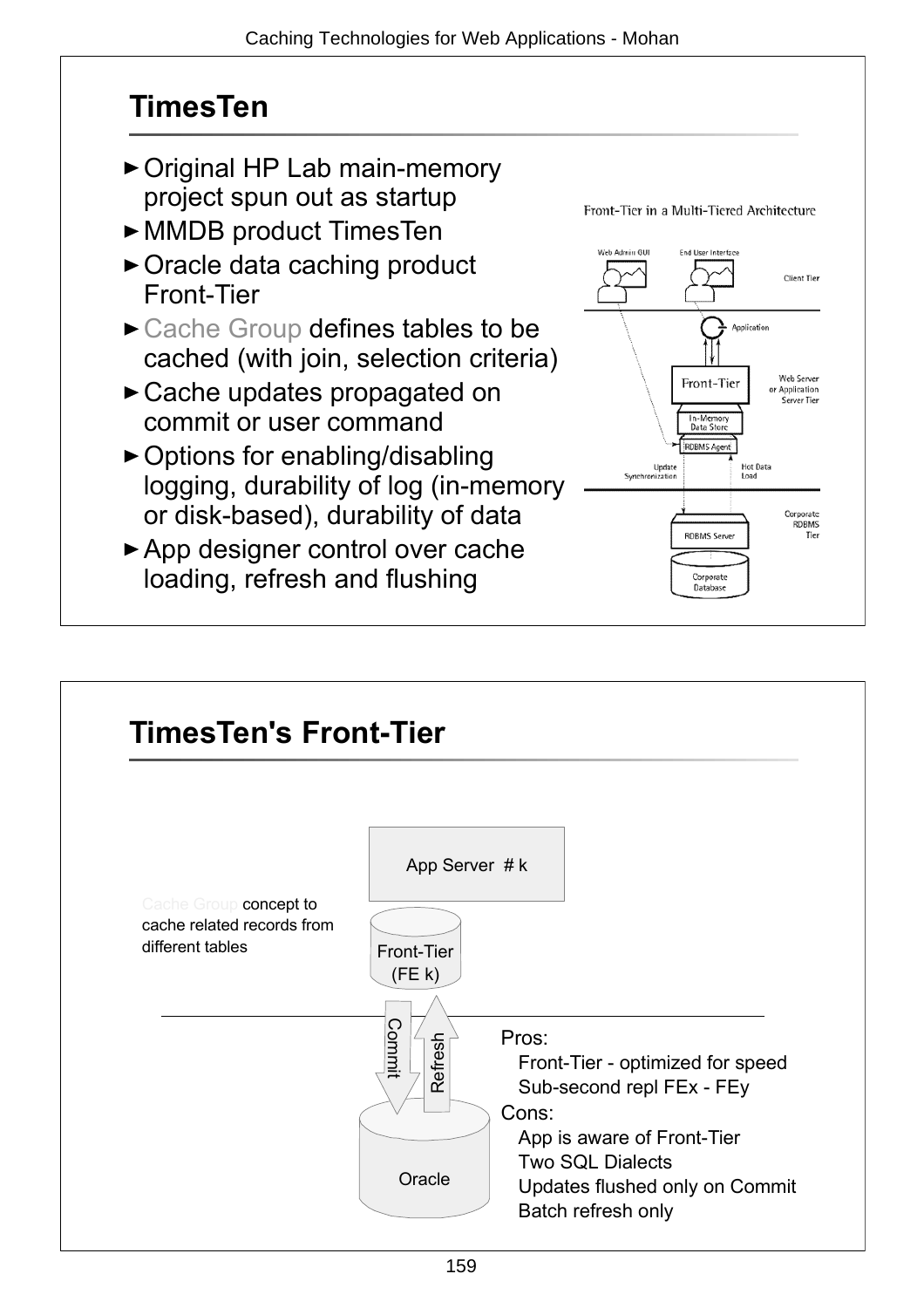## TimesTen

- Original HP Lab main-memory project spun out as startup
- MMDB product TimesTen
- Oracle data caching product Front-Tier
- Cache Group defines tables to be cached (with join, selection criteria)
- Cache updates propagated on commit or user command
- Options for enabling/disabling logging, durability of log (in-memory or disk-based), durability of data
- App designer control over cache loading, refresh and flushing

Front-Tier in a Multi-Tiered Architecture

Web Admin GUI, End User Interface, Client Tier, Application, Front-Tier, Web Server or Application Server Tier, In-Memory Data Store, RDBMS Agent, Update Synchronization, Hot Data Load, Corporate RDBMS Tier, RDBMS Server, Corporate Database

## TimesTen's Front-Tier

App Server # k

Cache Group concept to cache related records from different tables

Front-Tier (FE k)

Commit

Refresh

Oracle

Pros:
- Front-Tier - optimized for speed
- Sub-second repl FEx - FEy

Cons:
- App is aware of Front-Tier
- Two SQL Dialects
- Updates flushed only on Commit
- Batch refresh only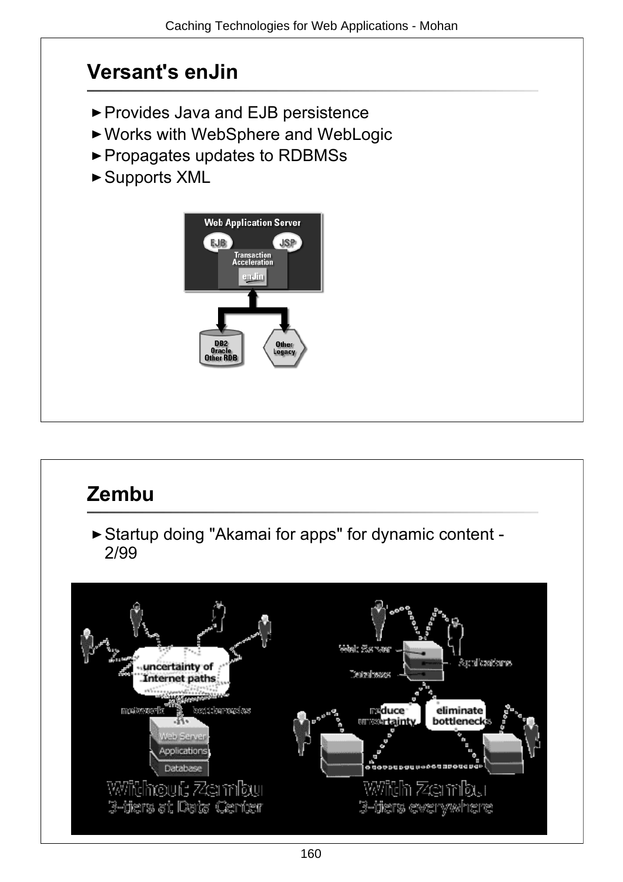## Versant's enJin

- Provides Java and EJB persistence
- Works with WebSphere and WebLogic
- Propagates updates to RDBMSs
- Supports XML

## Zembu

- Startup doing "Akamai for apps" for dynamic content - 2/99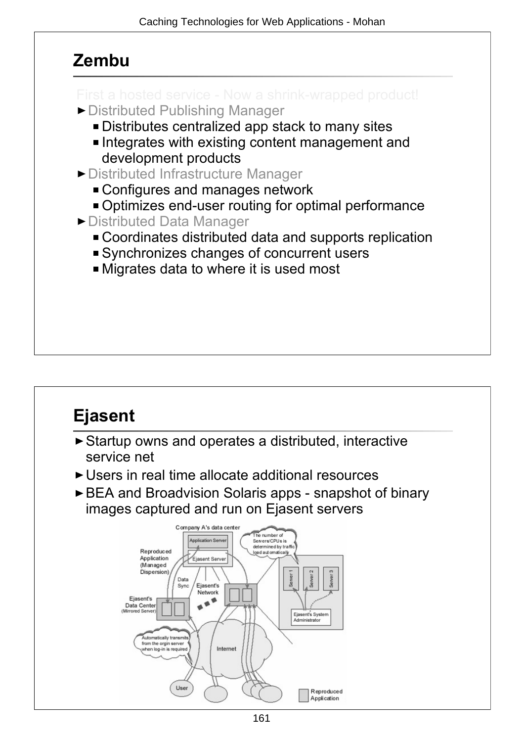## Zembu

First a hosted service - Now a shrink-wrapped product!

- Distributed Publishing Manager
  - Distributes centralized app stack to many sites
  - Integrates with existing content management and development products
- Distributed Infrastructure Manager
  - Configures and manages network
  - Optimizes end-user routing for optimal performance
- Distributed Data Manager
  - Coordinates distributed data and supports replication
  - Synchronizes changes of concurrent users
  - Migrates data to where it is used most

## Ejasent

- Startup owns and operates a distributed, interactive service net
- Users in real time allocate additional resources
- BEA and Broadvision Solaris apps - snapshot of binary images captured and run on Ejasent servers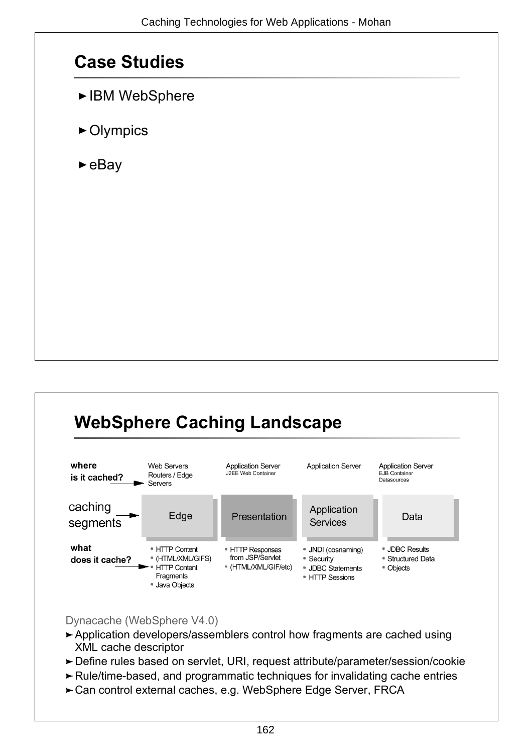## Case Studies

- IBM WebSphere
- Olympics
- eBay

## WebSphere Caching Landscape

| | Edge | Presentation | Application Services | Data |
|---|---|---|---|---|
| **where is it cached?** | Web Servers Routers / Edge Servers | Application Server J2EE Web Container | Application Server | Application Server EJB Container Datasources |
| **caching segments** | Edge | Presentation | Application Services | Data |
| **what does it cache?** | • HTTP Content • (HTML/XML/GIFS) • HTTP Content Fragments • Java Objects | • HTTP Responses from JSP/Servlet • (HTML/XML/GIF/etc) | • JNDI (cosnaming) • Security • JDBC Statements • HTTP Sessions | • JDBC Results • Structured Data • Objects |

Dynacache (WebSphere V4.0)

- Application developers/assemblers control how fragments are cached using XML cache descriptor
- Define rules based on servlet, URI, request attribute/parameter/session/cookie
- Rule/time-based, and programmatic techniques for invalidating cache entries
- Can control external caches, e.g. WebSphere Edge Server, FRCA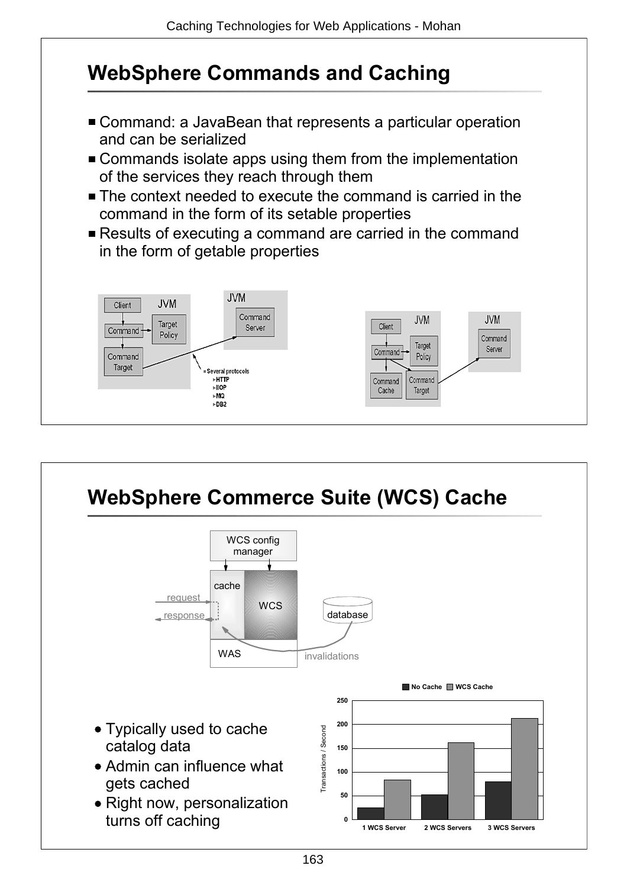## WebSphere Commands and Caching

- Command: a JavaBean that represents a particular operation and can be serialized
- Commands isolate apps using them from the implementation of the services they reach through them
- The context needed to execute the command is carried in the command in the form of its setable properties
- Results of executing a command are carried in the command in the form of getable properties

## WebSphere Commerce Suite (WCS) Cache

- Typically used to cache catalog data
- Admin can influence what gets cached
- Right now, personalization turns off caching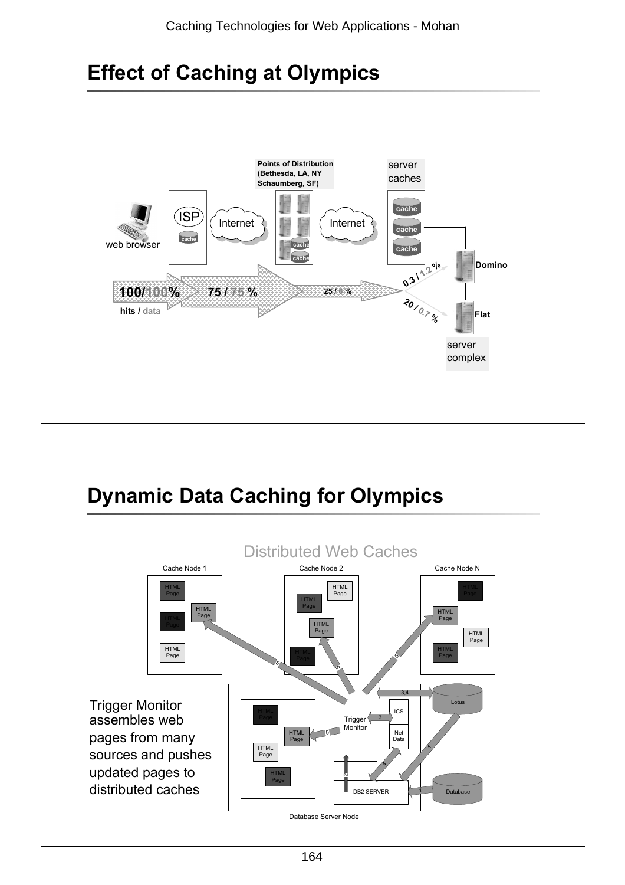## Effect of Caching at Olympics

Points of Distribution (Bethesda, LA, NY Schaumberg, SF)

server caches

ISP

cache

Internet

Internet

web browser

Domino

Flat

server complex

100/100% hits / data

75 / 75 %

25 / 6 %

0.3 / 1.2 %

20 / 0.7 %

## Dynamic Data Caching for Olympics

Distributed Web Caches

Cache Node 1

Cache Node 2

Cache Node N

Trigger Monitor

ICS

Net Data

Lotus

DB2 SERVER

Database

Database Server Node

Trigger Monitor assembles web pages from many sources and pushes updated pages to distributed caches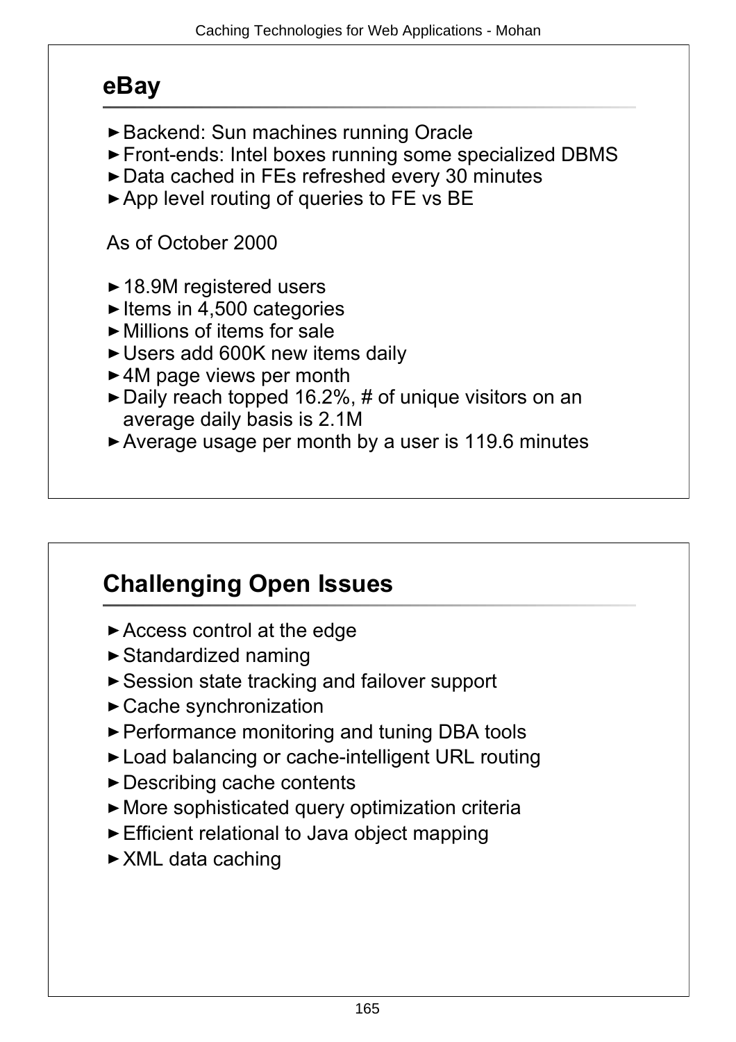## eBay

- Backend: Sun machines running Oracle
- Front-ends: Intel boxes running some specialized DBMS
- Data cached in FEs refreshed every 30 minutes
- App level routing of queries to FE vs BE

As of October 2000

- 18.9M registered users
- Items in 4,500 categories
- Millions of items for sale
- Users add 600K new items daily
- 4M page views per month
- Daily reach topped 16.2%, # of unique visitors on an average daily basis is 2.1M
- Average usage per month by a user is 119.6 minutes

## Challenging Open Issues

- Access control at the edge
- Standardized naming
- Session state tracking and failover support
- Cache synchronization
- Performance monitoring and tuning DBA tools
- Load balancing or cache-intelligent URL routing
- Describing cache contents
- More sophisticated query optimization criteria
- Efficient relational to Java object mapping
- XML data caching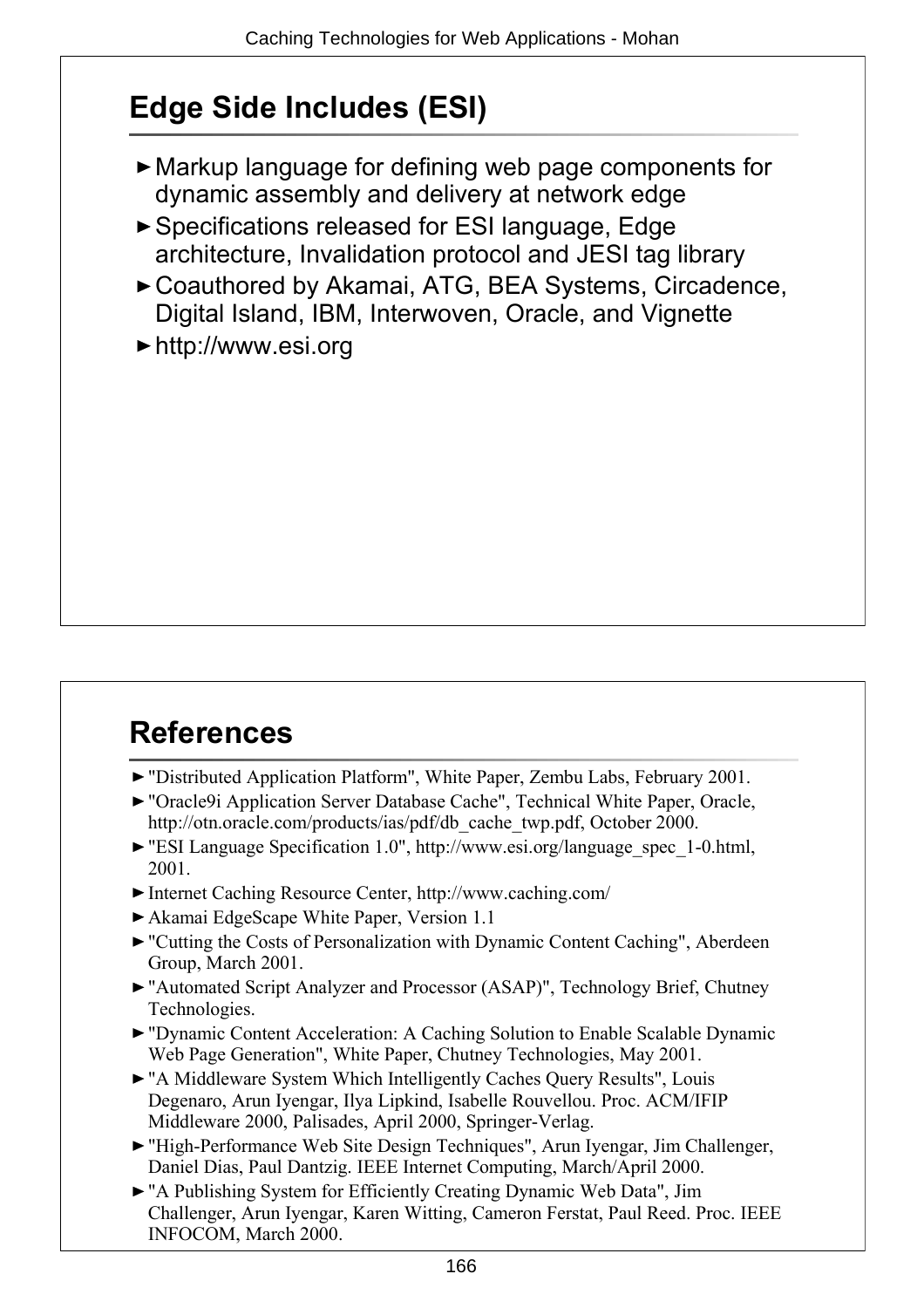## Edge Side Includes (ESI)

- Markup language for defining web page components for dynamic assembly and delivery at network edge
- Specifications released for ESI language, Edge architecture, Invalidation protocol and JESI tag library
- Coauthored by Akamai, ATG, BEA Systems, Circadence, Digital Island, IBM, Interwoven, Oracle, and Vignette
- http://www.esi.org

## References

- "Distributed Application Platform", White Paper, Zembu Labs, February 2001.
- "Oracle9i Application Server Database Cache", Technical White Paper, Oracle, http://otn.oracle.com/products/ias/pdf/db_cache_twp.pdf, October 2000.
- "ESI Language Specification 1.0", http://www.esi.org/language_spec_1-0.html, 2001.
- Internet Caching Resource Center, http://www.caching.com/
- Akamai EdgeScape White Paper, Version 1.1
- "Cutting the Costs of Personalization with Dynamic Content Caching", Aberdeen Group, March 2001.
- "Automated Script Analyzer and Processor (ASAP)", Technology Brief, Chutney Technologies.
- "Dynamic Content Acceleration: A Caching Solution to Enable Scalable Dynamic Web Page Generation", White Paper, Chutney Technologies, May 2001.
- "A Middleware System Which Intelligently Caches Query Results", Louis Degenaro, Arun Iyengar, Ilya Lipkind, Isabelle Rouvellou. Proc. ACM/IFIP Middleware 2000, Palisades, April 2000, Springer-Verlag.
- "High-Performance Web Site Design Techniques", Arun Iyengar, Jim Challenger, Daniel Dias, Paul Dantzig. IEEE Internet Computing, March/April 2000.
- "A Publishing System for Efficiently Creating Dynamic Web Data", Jim Challenger, Arun Iyengar, Karen Witting, Cameron Ferstat, Paul Reed. Proc. IEEE INFOCOM, March 2000.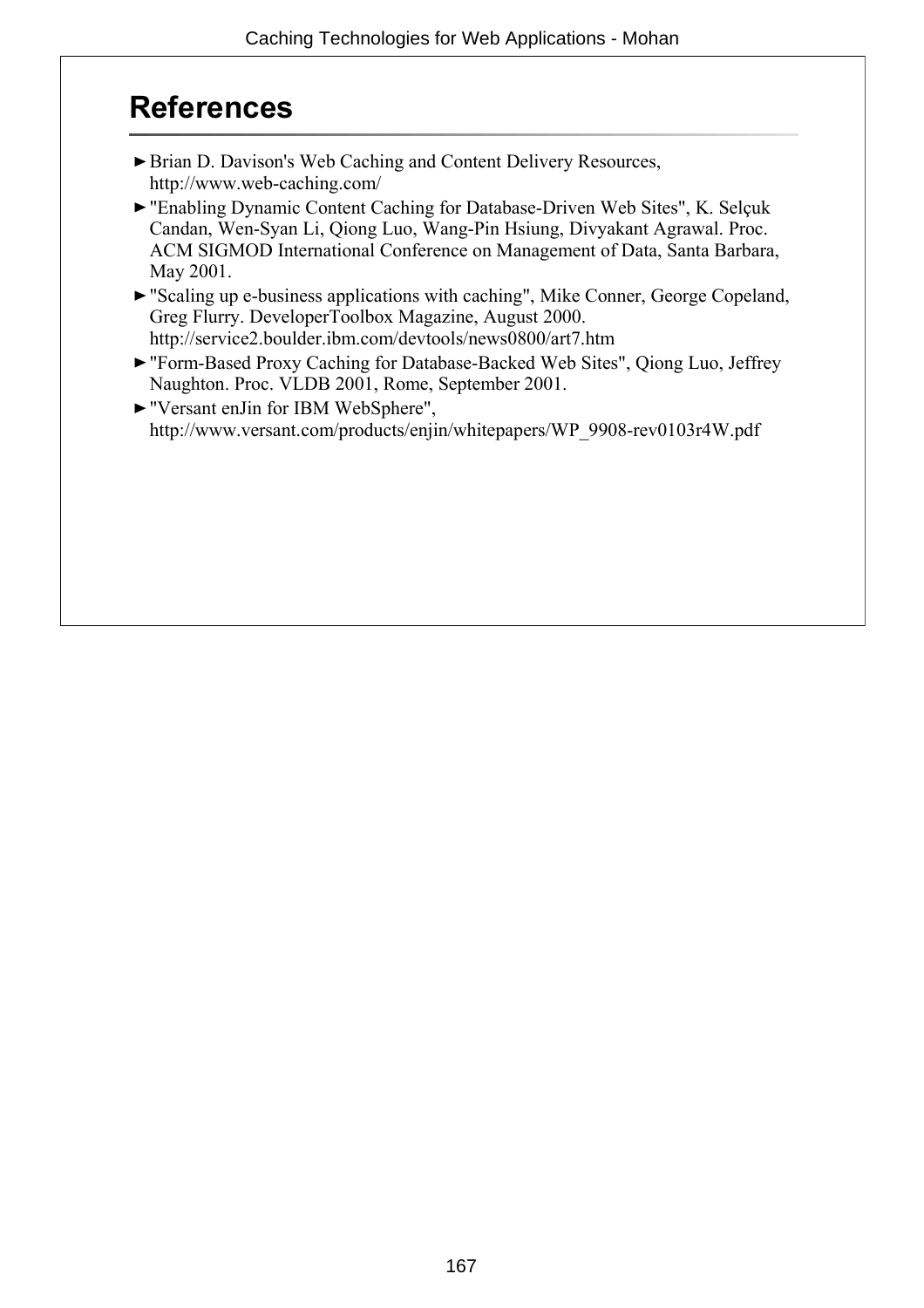# References

- Brian D. Davison's Web Caching and Content Delivery Resources, http://www.web-caching.com/
- "Enabling Dynamic Content Caching for Database-Driven Web Sites", K. Selçuk Candan, Wen-Syan Li, Qiong Luo, Wang-Pin Hsiung, Divyakant Agrawal. Proc. ACM SIGMOD International Conference on Management of Data, Santa Barbara, May 2001.
- "Scaling up e-business applications with caching", Mike Conner, George Copeland, Greg Flurry. DeveloperToolbox Magazine, August 2000. http://service2.boulder.ibm.com/devtools/news0800/art7.htm
- "Form-Based Proxy Caching for Database-Backed Web Sites", Qiong Luo, Jeffrey Naughton. Proc. VLDB 2001, Rome, September 2001.
- "Versant enJin for IBM WebSphere", http://www.versant.com/products/enjin/whitepapers/WP_9908-rev0103r4W.pdf